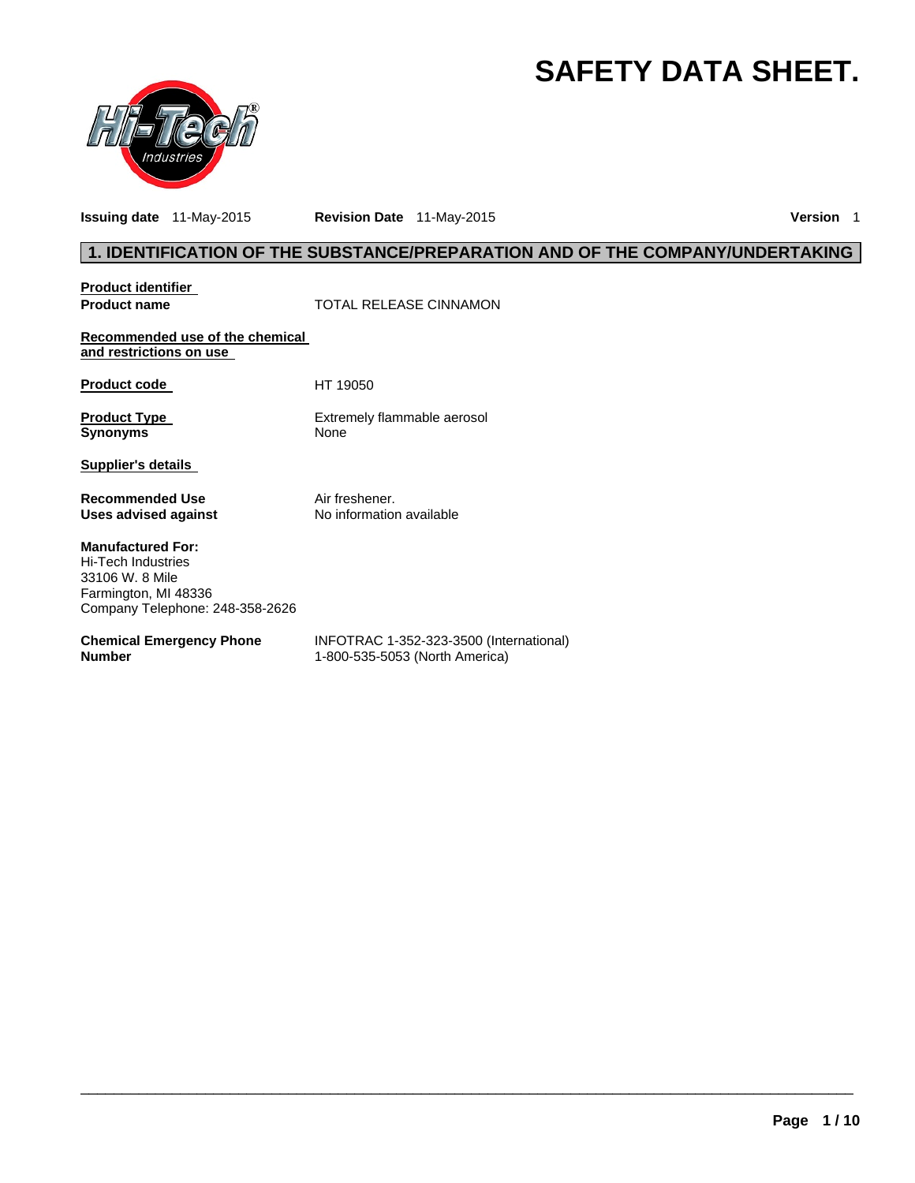# SAFETY DATA SHEET.

**Issuing date** 11-May-2015 **Revision Date** 11-May-2015 **Version** 1

## 1. IDENTIFICATION OF THE SUBSTANCE/PREPARATION AND OF THE COMPANY/UNDERTAKING

**Product identifier**

**Product name** TOTAL RELEASE CINNAMON

**Recommended use of the chemical and restrictions on use**

**Product code** HT 19050

**Product Type** Extremely flammable aerosol
**Synonyms** None

**Supplier's details**

**Recommended Use** Air freshener.
**Uses advised against** No information available

**Manufactured For:**
Hi-Tech Industries
33106 W. 8 Mile
Farmington, MI 48336
Company Telephone: 248-358-2626

**Chemical Emergency Phone Number** INFOTRAC 1-352-323-3500 (International)
1-800-535-5053 (North America)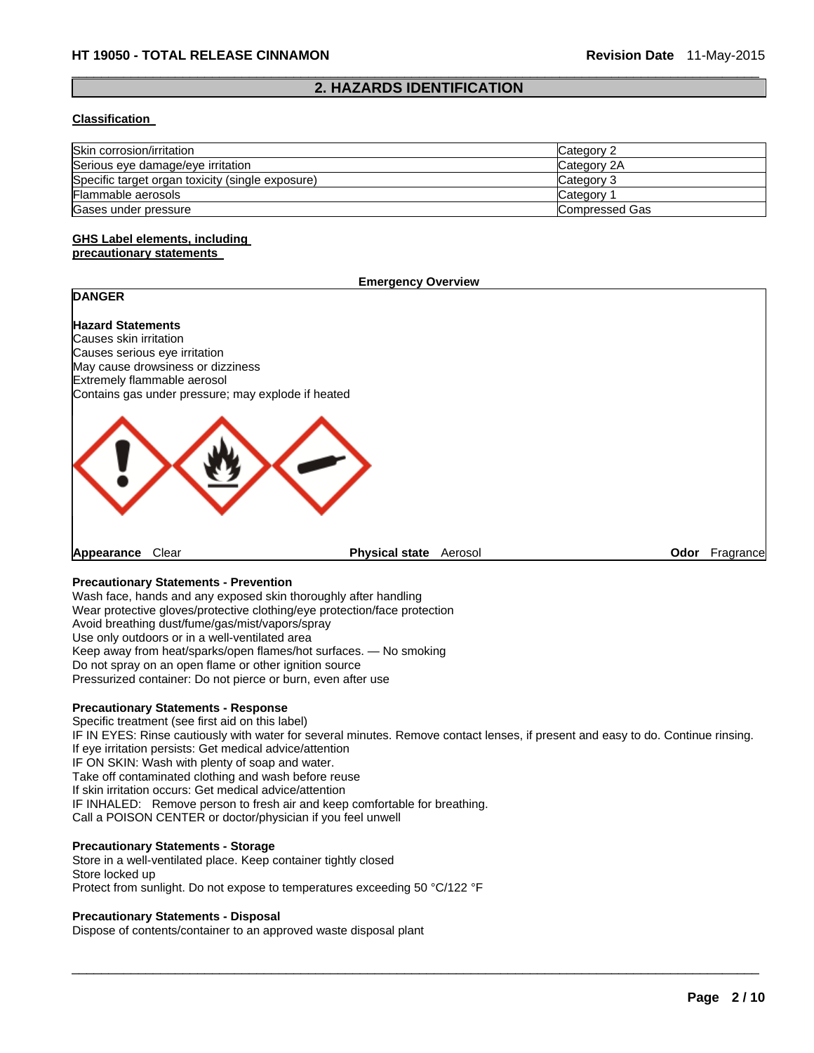## 2. HAZARDS IDENTIFICATION

**Classification**

| | |
|---|---|
| Skin corrosion/irritation | Category 2 |
| Serious eye damage/eye irritation | Category 2A |
| Specific target organ toxicity (single exposure) | Category 3 |
| Flammable aerosols | Category 1 |
| Gases under pressure | Compressed Gas |

**GHS Label elements, including precautionary statements**

**Emergency Overview**

**DANGER**

**Hazard Statements**
Causes skin irritation
Causes serious eye irritation
May cause drowsiness or dizziness
Extremely flammable aerosol
Contains gas under pressure; may explode if heated

**Appearance** Clear **Physical state** Aerosol **Odor** Fragrance

**Precautionary Statements - Prevention**
Wash face, hands and any exposed skin thoroughly after handling
Wear protective gloves/protective clothing/eye protection/face protection
Avoid breathing dust/fume/gas/mist/vapors/spray
Use only outdoors or in a well-ventilated area
Keep away from heat/sparks/open flames/hot surfaces. — No smoking
Do not spray on an open flame or other ignition source
Pressurized container: Do not pierce or burn, even after use

**Precautionary Statements - Response**
Specific treatment (see first aid on this label)
IF IN EYES: Rinse cautiously with water for several minutes. Remove contact lenses, if present and easy to do. Continue rinsing.
If eye irritation persists: Get medical advice/attention
IF ON SKIN: Wash with plenty of soap and water.
Take off contaminated clothing and wash before reuse
If skin irritation occurs: Get medical advice/attention
IF INHALED: Remove person to fresh air and keep comfortable for breathing.
Call a POISON CENTER or doctor/physician if you feel unwell

**Precautionary Statements - Storage**
Store in a well-ventilated place. Keep container tightly closed
Store locked up
Protect from sunlight. Do not expose to temperatures exceeding 50 °C/122 °F

**Precautionary Statements - Disposal**
Dispose of contents/container to an approved waste disposal plant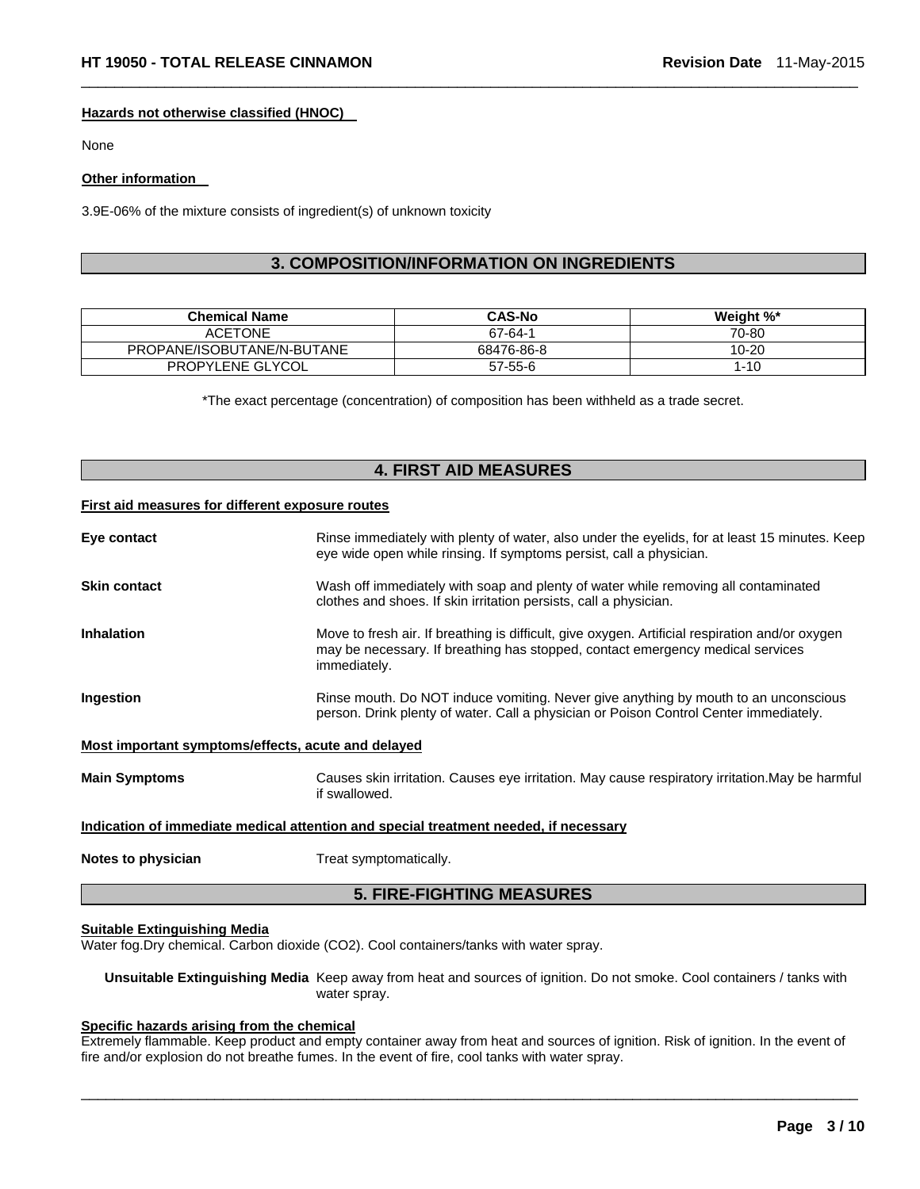### Hazards not otherwise classified (HNOC)

None

### Other information

3.9E-06% of the mixture consists of ingredient(s) of unknown toxicity

## 3. COMPOSITION/INFORMATION ON INGREDIENTS

| Chemical Name | CAS-No | Weight %* |
| --- | --- | --- |
| ACETONE | 67-64-1 | 70-80 |
| PROPANE/ISOBUTANE/N-BUTANE | 68476-86-8 | 10-20 |
| PROPYLENE GLYCOL | 57-55-6 | 1-10 |

*The exact percentage (concentration) of composition has been withheld as a trade secret.

## 4. FIRST AID MEASURES

### First aid measures for different exposure routes

**Eye contact** Rinse immediately with plenty of water, also under the eyelids, for at least 15 minutes. Keep eye wide open while rinsing. If symptoms persist, call a physician.

**Skin contact** Wash off immediately with soap and plenty of water while removing all contaminated clothes and shoes. If skin irritation persists, call a physician.

**Inhalation** Move to fresh air. If breathing is difficult, give oxygen. Artificial respiration and/or oxygen may be necessary. If breathing has stopped, contact emergency medical services immediately.

**Ingestion** Rinse mouth. Do NOT induce vomiting. Never give anything by mouth to an unconscious person. Drink plenty of water. Call a physician or Poison Control Center immediately.

### Most important symptoms/effects, acute and delayed

**Main Symptoms** Causes skin irritation. Causes eye irritation. May cause respiratory irritation.May be harmful if swallowed.

### Indication of immediate medical attention and special treatment needed, if necessary

**Notes to physician** Treat symptomatically.

## 5. FIRE-FIGHTING MEASURES

### Suitable Extinguishing Media

Water fog.Dry chemical. Carbon dioxide ($CO_2$). Cool containers/tanks with water spray.

**Unsuitable Extinguishing Media** Keep away from heat and sources of ignition. Do not smoke. Cool containers / tanks with water spray.

### Specific hazards arising from the chemical

Extremely flammable. Keep product and empty container away from heat and sources of ignition. Risk of ignition. In the event of fire and/or explosion do not breathe fumes. In the event of fire, cool tanks with water spray.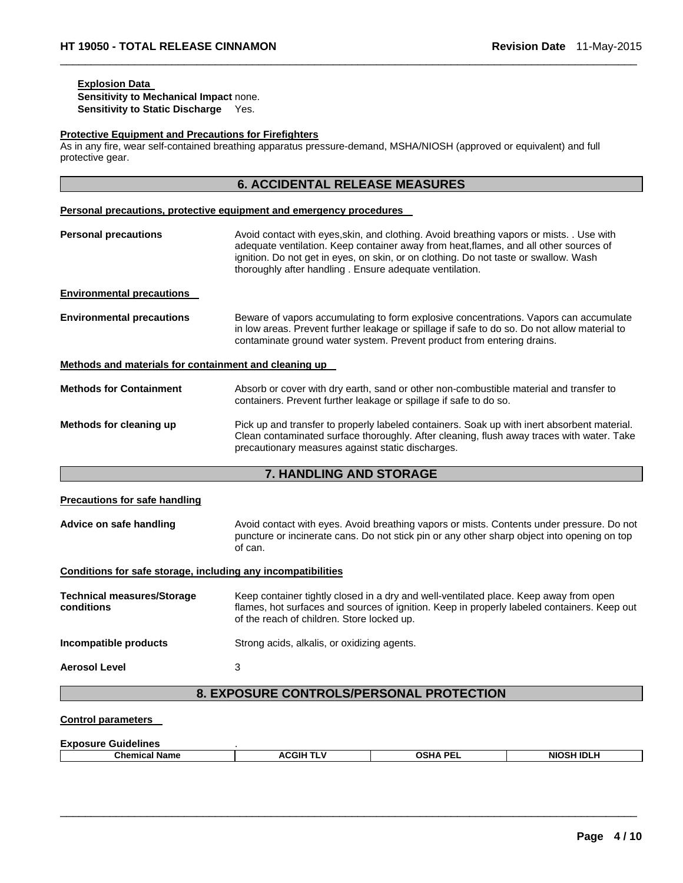**Explosion Data**

**Sensitivity to Mechanical Impact** none.

**Sensitivity to Static Discharge** Yes.

**Protective Equipment and Precautions for Firefighters**

As in any fire, wear self-contained breathing apparatus pressure-demand, MSHA/NIOSH (approved or equivalent) and full protective gear.

## 6. ACCIDENTAL RELEASE MEASURES

**Personal precautions, protective equipment and emergency procedures**

**Personal precautions** Avoid contact with eyes,skin, and clothing. Avoid breathing vapors or mists. . Use with adequate ventilation. Keep container away from heat,flames, and all other sources of ignition. Do not get in eyes, on skin, or on clothing. Do not taste or swallow. Wash thoroughly after handling . Ensure adequate ventilation.

**Environmental precautions**

**Environmental precautions** Beware of vapors accumulating to form explosive concentrations. Vapors can accumulate in low areas. Prevent further leakage or spillage if safe to do so. Do not allow material to contaminate ground water system. Prevent product from entering drains.

**Methods and materials for containment and cleaning up**

**Methods for Containment** Absorb or cover with dry earth, sand or other non-combustible material and transfer to containers. Prevent further leakage or spillage if safe to do so.

**Methods for cleaning up** Pick up and transfer to properly labeled containers. Soak up with inert absorbent material. Clean contaminated surface thoroughly. After cleaning, flush away traces with water. Take precautionary measures against static discharges.

## 7. HANDLING AND STORAGE

**Precautions for safe handling**

**Advice on safe handling** Avoid contact with eyes. Avoid breathing vapors or mists. Contents under pressure. Do not puncture or incinerate cans. Do not stick pin or any other sharp object into opening on top of can.

**Conditions for safe storage, including any incompatibilities**

**Technical measures/Storage conditions** Keep container tightly closed in a dry and well-ventilated place. Keep away from open flames, hot surfaces and sources of ignition. Keep in properly labeled containers. Keep out of the reach of children. Store locked up.

**Incompatible products** Strong acids, alkalis, or oxidizing agents.

**Aerosol Level** 3

## 8. EXPOSURE CONTROLS/PERSONAL PROTECTION

**Control parameters**

**Exposure Guidelines** .

| Chemical Name | ACGIH TLV | OSHA PEL | NIOSH IDLH |
|---|---|---|---|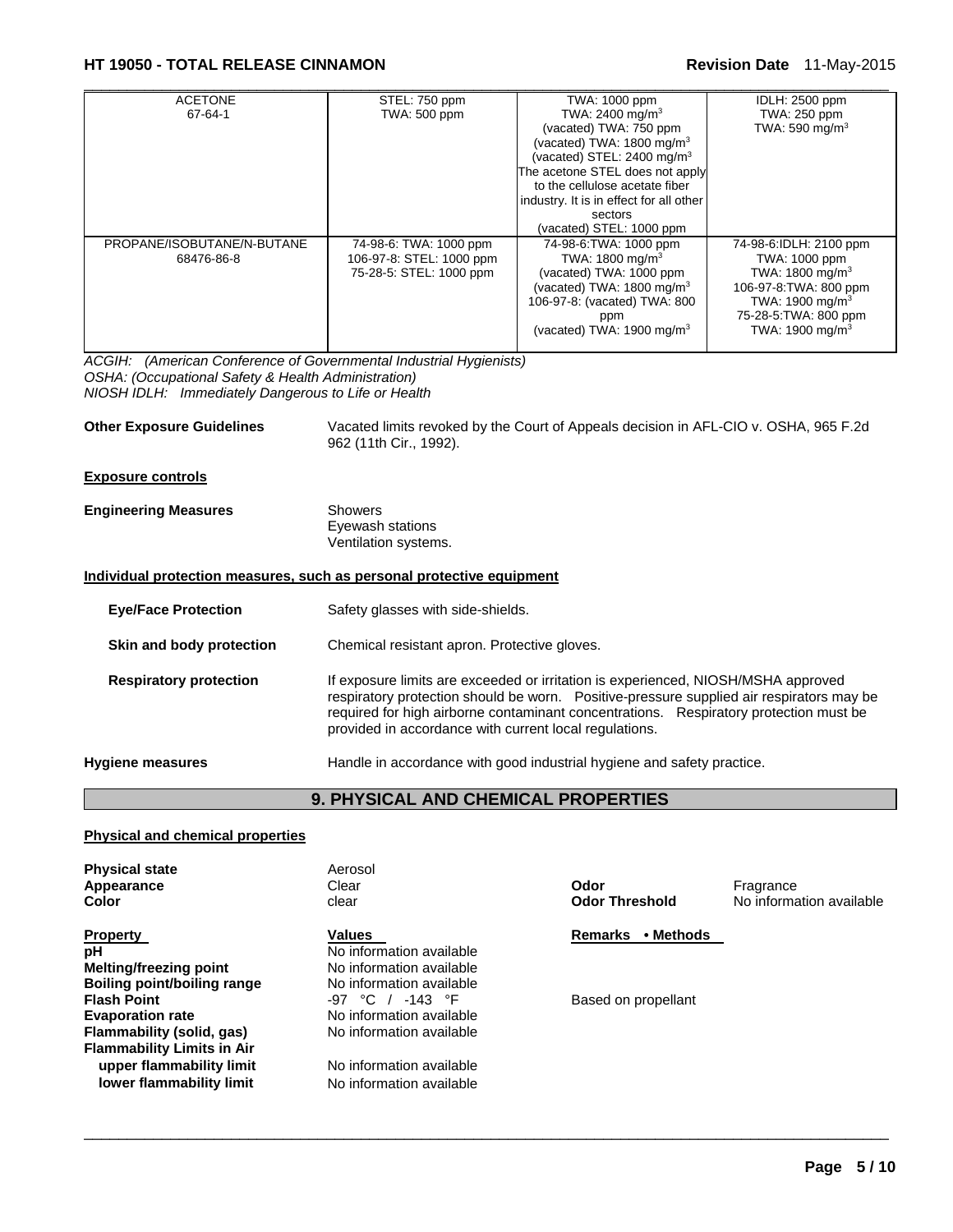| ACETONE 67-64-1 | STEL: 750 ppm TWA: 500 ppm | TWA: 1000 ppm TWA: 2400 mg/m$^3$ (vacated) TWA: 750 ppm (vacated) TWA: 1800 mg/m$^3$ (vacated) STEL: 2400 mg/m$^3$ The acetone STEL does not apply to the cellulose acetate fiber industry. It is in effect for all other sectors (vacated) STEL: 1000 ppm | IDLH: 2500 ppm TWA: 250 ppm TWA: 590 mg/m$^3$ |
|---|---|---|---|
| PROPANE/ISOBUTANE/N-BUTANE 68476-86-8 | 74-98-6: TWA: 1000 ppm 106-97-8: STEL: 1000 ppm 75-28-5: STEL: 1000 ppm | 74-98-6:TWA: 1000 ppm TWA: 1800 mg/m$^3$ (vacated) TWA: 1000 ppm (vacated) TWA: 1800 mg/m$^3$ 106-97-8: (vacated) TWA: 800 ppm (vacated) TWA: 1900 mg/m$^3$ | 74-98-6:IDLH: 2100 ppm TWA: 1000 ppm TWA: 1800 mg/m$^3$ 106-97-8:TWA: 800 ppm TWA: 1900 mg/m$^3$ 75-28-5:TWA: 800 ppm TWA: 1900 mg/m$^3$ |

*ACGIH: (American Conference of Governmental Industrial Hygienists)*
*OSHA: (Occupational Safety & Health Administration)*
*NIOSH IDLH: Immediately Dangerous to Life or Health*

**Other Exposure Guidelines** Vacated limits revoked by the Court of Appeals decision in AFL-CIO v. OSHA, 965 F.2d 962 (11th Cir., 1992).

**Exposure controls**

**Engineering Measures** Showers
Eyewash stations
Ventilation systems.

**Individual protection measures, such as personal protective equipment**

**Eye/Face Protection** Safety glasses with side-shields.

**Skin and body protection** Chemical resistant apron. Protective gloves.

**Respiratory protection** If exposure limits are exceeded or irritation is experienced, NIOSH/MSHA approved respiratory protection should be worn. Positive-pressure supplied air respirators may be required for high airborne contaminant concentrations. Respiratory protection must be provided in accordance with current local regulations.

**Hygiene measures** Handle in accordance with good industrial hygiene and safety practice.

## 9. PHYSICAL AND CHEMICAL PROPERTIES

**Physical and chemical properties**

**Physical state** Aerosol
**Appearance** Clear
**Color** clear
**Odor** Fragrance
**Odor Threshold** No information available

| Property | Values | Remarks • Methods |
|---|---|---|
| **pH** | No information available | |
| **Melting/freezing point** | No information available | |
| **Boiling point/boiling range** | No information available | |
| **Flash Point** | -97 °C / -143 °F | Based on propellant |
| **Evaporation rate** | No information available | |
| **Flammability (solid, gas)** | No information available | |
| **Flammability Limits in Air** | | |
| **upper flammability limit** | No information available | |
| **lower flammability limit** | No information available | |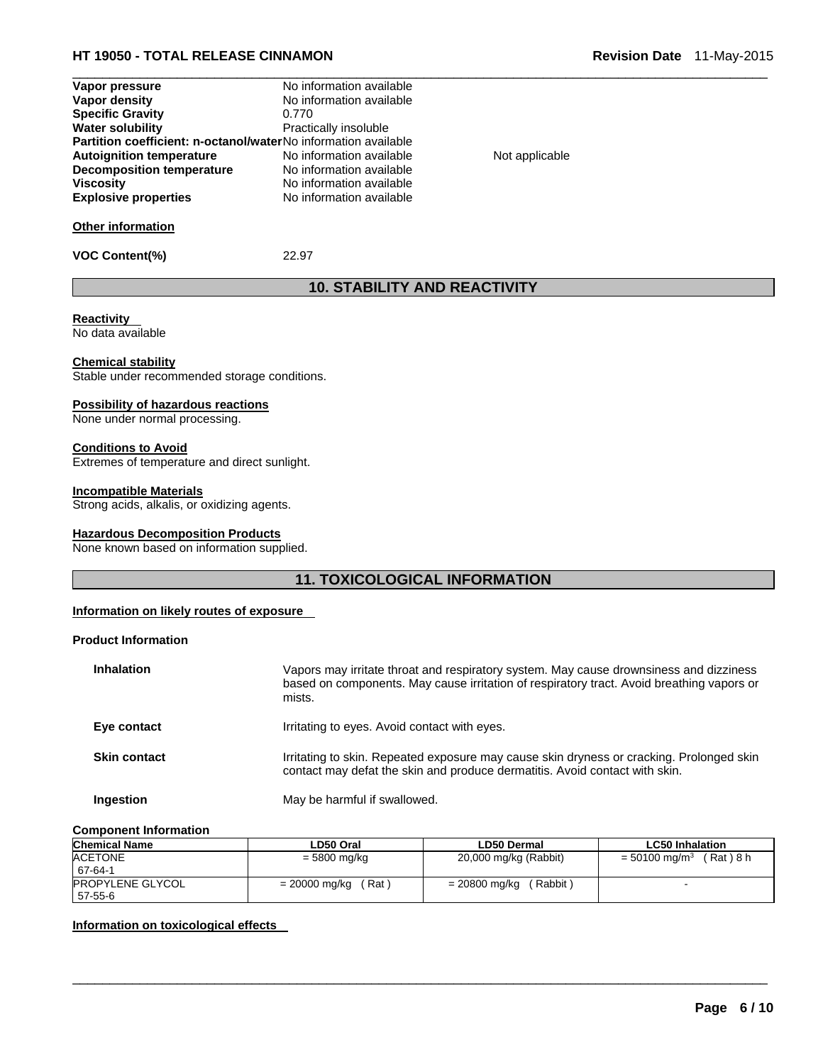| | | |
|---|---|---|
| **Vapor pressure** | No information available | |
| **Vapor density** | No information available | |
| **Specific Gravity** | 0.770 | |
| **Water solubility** | Practically insoluble | |
| **Partition coefficient: n-octanol/water** | No information available | |
| **Autoignition temperature** | No information available | Not applicable |
| **Decomposition temperature** | No information available | |
| **Viscosity** | No information available | |
| **Explosive properties** | No information available | |

**Other information**

**VOC Content(%)** 22.97

## 10. STABILITY AND REACTIVITY

**Reactivity**
No data available

**Chemical stability**
Stable under recommended storage conditions.

**Possibility of hazardous reactions**
None under normal processing.

**Conditions to Avoid**
Extremes of temperature and direct sunlight.

**Incompatible Materials**
Strong acids, alkalis, or oxidizing agents.

**Hazardous Decomposition Products**
None known based on information supplied.

## 11. TOXICOLOGICAL INFORMATION

**Information on likely routes of exposure**

**Product Information**

| | |
|---|---|
| **Inhalation** | Vapors may irritate throat and respiratory system. May cause drownsiness and dizziness based on components. May cause irritation of respiratory tract. Avoid breathing vapors or mists. |
| **Eye contact** | Irritating to eyes. Avoid contact with eyes. |
| **Skin contact** | Irritating to skin. Repeated exposure may cause skin dryness or cracking. Prolonged skin contact may defat the skin and produce dermatitis. Avoid contact with skin. |
| **Ingestion** | May be harmful if swallowed. |

**Component Information**

| Chemical Name | LD50 Oral | LD50 Dermal | LC50 Inhalation |
|---|---|---|---|
| ACETONE 67-64-1 | = 5800 mg/kg | 20,000 mg/kg (Rabbit) | = 50100 mg/m$^3$ ( Rat ) 8 h |
| PROPYLENE GLYCOL 57-55-6 | = 20000 mg/kg ( Rat ) | = 20800 mg/kg ( Rabbit ) | - |

**Information on toxicological effects**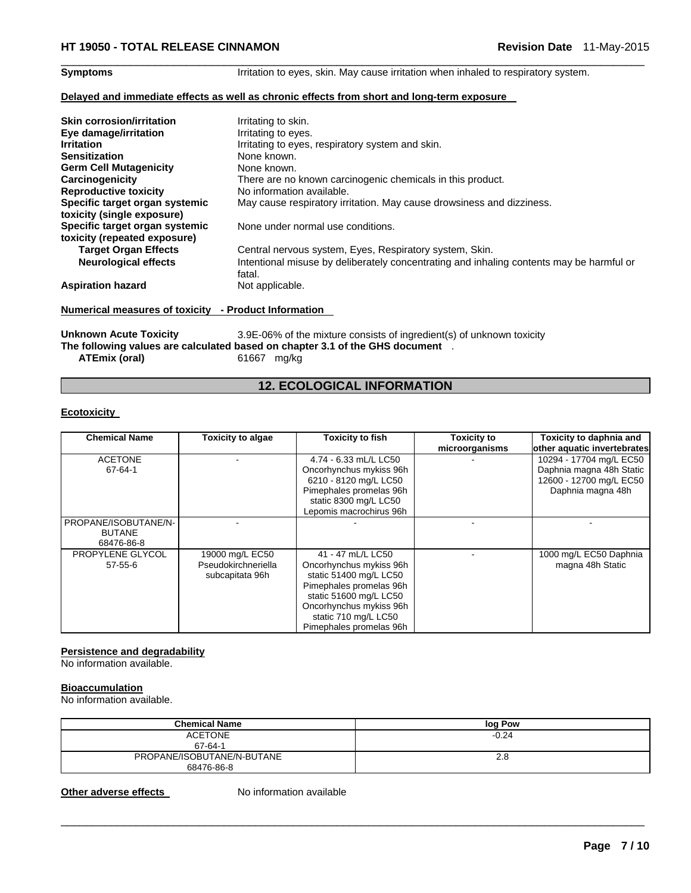**Symptoms** Irritation to eyes, skin. May cause irritation when inhaled to respiratory system.

**Delayed and immediate effects as well as chronic effects from short and long-term exposure**

**Skin corrosion/irritation** Irritating to skin.
**Eye damage/irritation** Irritating to eyes.
**Irritation** Irritating to eyes, respiratory system and skin.
**Sensitization** None known.
**Germ Cell Mutagenicity** None known.
**Carcinogenicity** There are no known carcinogenic chemicals in this product.
**Reproductive toxicity** No information available.
**Specific target organ systemic toxicity (single exposure)** May cause respiratory irritation. May cause drowsiness and dizziness.
**Specific target organ systemic toxicity (repeated exposure)** None under normal use conditions.
**Target Organ Effects** Central nervous system, Eyes, Respiratory system, Skin.
**Neurological effects** Intentional misuse by deliberately concentrating and inhaling contents may be harmful or fatal.
**Aspiration hazard** Not applicable.

**Numerical measures of toxicity - Product Information**

**Unknown Acute Toxicity** 3.9E-06% of the mixture consists of ingredient(s) of unknown toxicity
**The following values are calculated based on chapter 3.1 of the GHS document** .
**ATEmix (oral)** 61667 mg/kg

## 12. ECOLOGICAL INFORMATION

**Ecotoxicity**

| Chemical Name | Toxicity to algae | Toxicity to fish | Toxicity to microorganisms | Toxicity to daphnia and other aquatic invertebrates |
|---|---|---|---|---|
| ACETONE<br>67-64-1 | - | 4.74 - 6.33 mL/L LC50 Oncorhynchus mykiss 96h 6210 - 8120 mg/L LC50 Pimephales promelas 96h static 8300 mg/L LC50 Lepomis macrochirus 96h | - | 10294 - 17704 mg/L EC50 Daphnia magna 48h Static 12600 - 12700 mg/L EC50 Daphnia magna 48h |
| PROPANE/ISOBUTANE/N-BUTANE<br>68476-86-8 | - | - | - | - |
| PROPYLENE GLYCOL<br>57-55-6 | 19000 mg/L EC50 Pseudokirchneriella subcapitata 96h | 41 - 47 mL/L LC50 Oncorhynchus mykiss 96h static 51400 mg/L LC50 Pimephales promelas 96h static 51600 mg/L LC50 Oncorhynchus mykiss 96h static 710 mg/L LC50 Pimephales promelas 96h | - | 1000 mg/L EC50 Daphnia magna 48h Static |

**Persistence and degradability**
No information available.

**Bioaccumulation**
No information available.

| Chemical Name | log Pow |
|---|---|
| ACETONE<br>67-64-1 | -0.24 |
| PROPANE/ISOBUTANE/N-BUTANE<br>68476-86-8 | 2.8 |

**Other adverse effects** No information available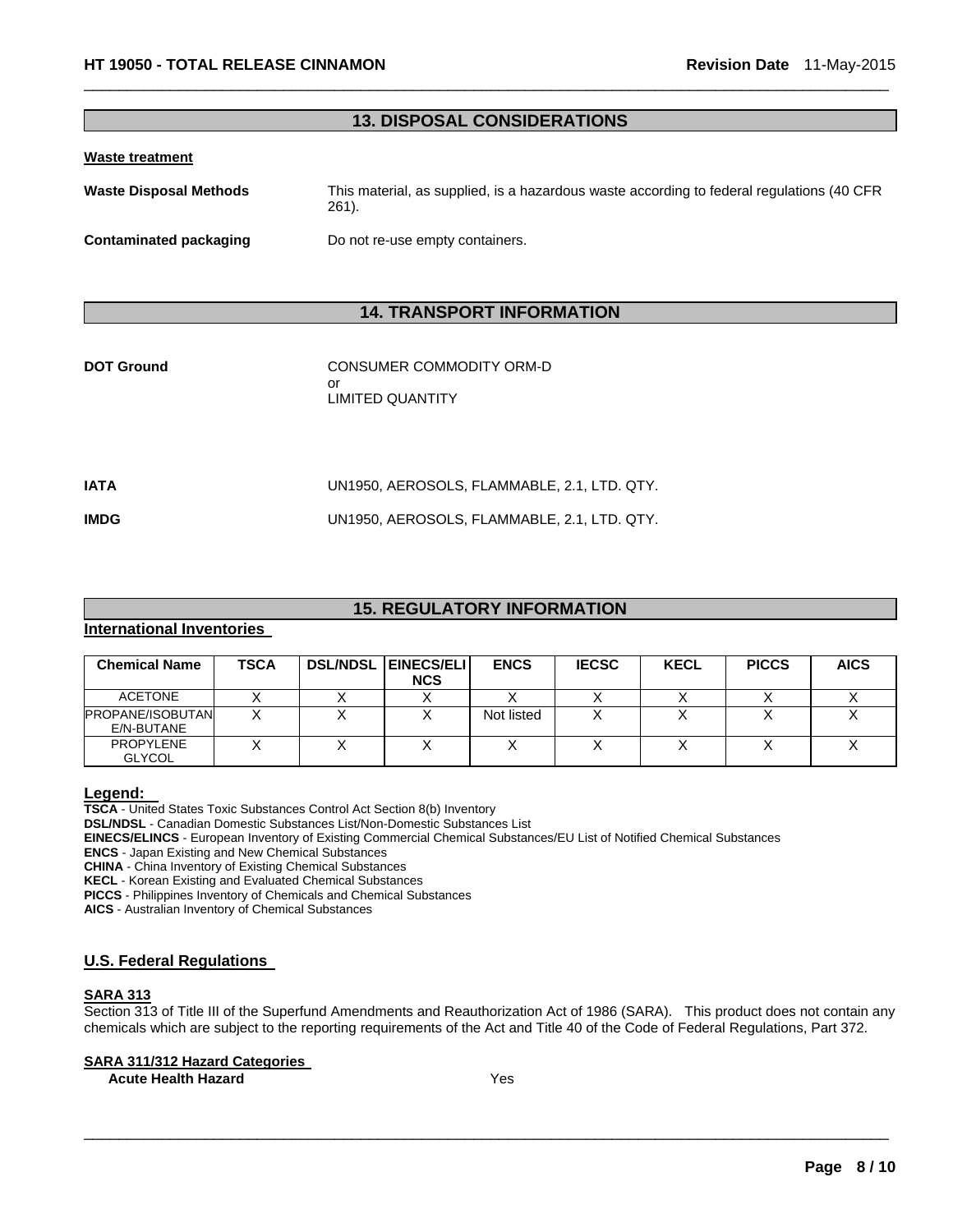## 13. DISPOSAL CONSIDERATIONS

**Waste treatment**

**Waste Disposal Methods** This material, as supplied, is a hazardous waste according to federal regulations (40 CFR 261).

**Contaminated packaging** Do not re-use empty containers.

## 14. TRANSPORT INFORMATION

**DOT Ground** CONSUMER COMMODITY ORM-D
or
LIMITED QUANTITY

**IATA** UN1950, AEROSOLS, FLAMMABLE, 2.1, LTD. QTY.

**IMDG** UN1950, AEROSOLS, FLAMMABLE, 2.1, LTD. QTY.

## 15. REGULATORY INFORMATION

**International Inventories**

| Chemical Name | TSCA | DSL/NDSL | EINECS/ELINCS | ENCS | IECSC | KECL | PICCS | AICS |
|---|---|---|---|---|---|---|---|---|
| ACETONE | X | X | X | X | X | X | X | X |
| PROPANE/ISOBUTANE/N-BUTANE | X | X | X | Not listed | X | X | X | X |
| PROPYLENE GLYCOL | X | X | X | X | X | X | X | X |

**Legend:**

**TSCA** - United States Toxic Substances Control Act Section 8(b) Inventory
**DSL/NDSL** - Canadian Domestic Substances List/Non-Domestic Substances List
**EINECS/ELINCS** - European Inventory of Existing Commercial Chemical Substances/EU List of Notified Chemical Substances
**ENCS** - Japan Existing and New Chemical Substances
**CHINA** - China Inventory of Existing Chemical Substances
**KECL** - Korean Existing and Evaluated Chemical Substances
**PICCS** - Philippines Inventory of Chemicals and Chemical Substances
**AICS** - Australian Inventory of Chemical Substances

### U.S. Federal Regulations

**SARA 313**

Section 313 of Title III of the Superfund Amendments and Reauthorization Act of 1986 (SARA). This product does not contain any chemicals which are subject to the reporting requirements of the Act and Title 40 of the Code of Federal Regulations, Part 372.

**SARA 311/312 Hazard Categories**

**Acute Health Hazard** Yes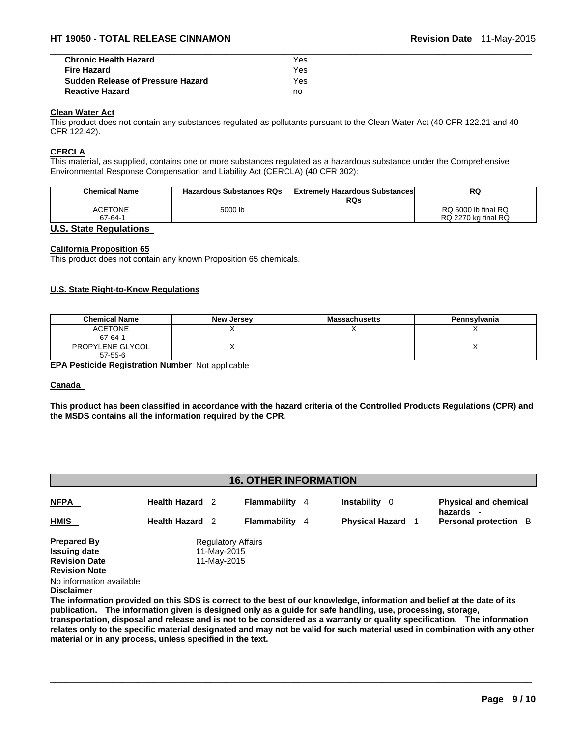| | |
|---|---|
| **Chronic Health Hazard** | Yes |
| **Fire Hazard** | Yes |
| **Sudden Release of Pressure Hazard** | Yes |
| **Reactive Hazard** | no |

### Clean Water Act

This product does not contain any substances regulated as pollutants pursuant to the Clean Water Act (40 CFR 122.21 and 40 CFR 122.42).

### CERCLA

This material, as supplied, contains one or more substances regulated as a hazardous substance under the Comprehensive Environmental Response Compensation and Liability Act (CERCLA) (40 CFR 302):

| Chemical Name | Hazardous Substances RQs | Extremely Hazardous Substances RQs | RQ |
|---|---|---|---|
| ACETONE<br>67-64-1 | 5000 lb | | RQ 5000 lb final RQ<br>RQ 2270 kg final RQ |

## U.S. State Regulations

### California Proposition 65

This product does not contain any known Proposition 65 chemicals.

### U.S. State Right-to-Know Regulations

| Chemical Name | New Jersey | Massachusetts | Pennsylvania |
|---|---|---|---|
| ACETONE<br>67-64-1 | X | X | X |
| PROPYLENE GLYCOL<br>57-55-6 | X | | X |

**EPA Pesticide Registration Number** Not applicable

### Canada

**This product has been classified in accordance with the hazard criteria of the Controlled Products Regulations (CPR) and the MSDS contains all the information required by the CPR.**

## 16. OTHER INFORMATION

| | | | | |
|---|---|---|---|---|
| **NFPA** | **Health Hazard** 2 | **Flammability** 4 | **Instability** 0 | **Physical and chemical hazards** - |
| **HMIS** | **Health Hazard** 2 | **Flammability** 4 | **Physical Hazard** 1 | **Personal protection** B |

**Prepared By** Regulatory Affairs
**Issuing date** 11-May-2015
**Revision Date** 11-May-2015
**Revision Note**
No information available

**Disclaimer**

**The information provided on this SDS is correct to the best of our knowledge, information and belief at the date of its publication. The information given is designed only as a guide for safe handling, use, processing, storage, transportation, disposal and release and is not to be considered as a warranty or quality specification. The information relates only to the specific material designated and may not be valid for such material used in combination with any other material or in any process, unless specified in the text.**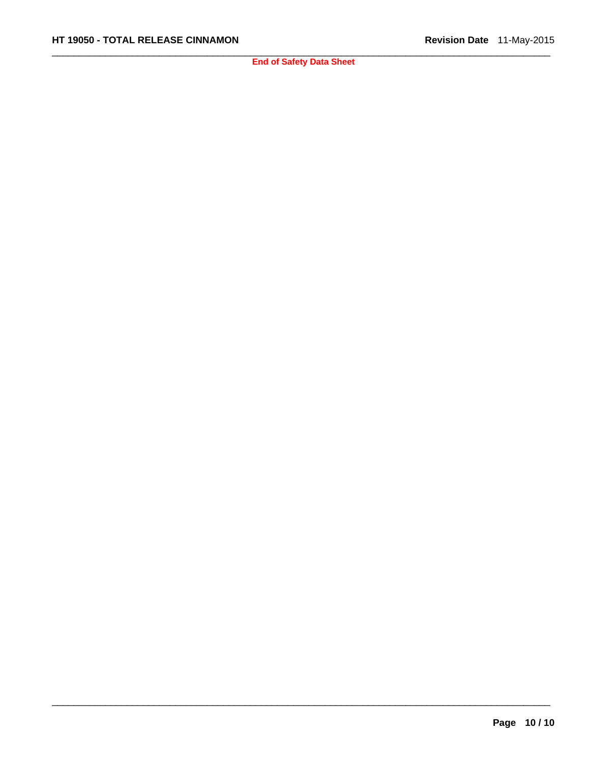**End of Safety Data Sheet**